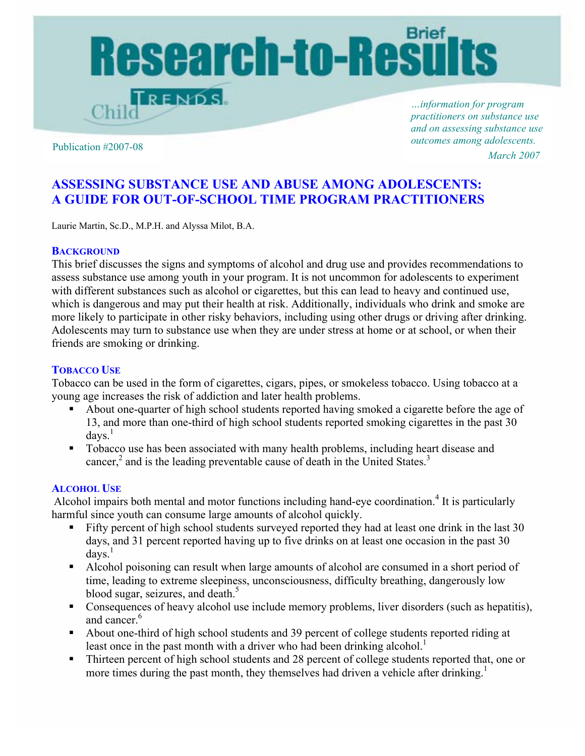# Research-to-Results Brief

Child Trends

*...information for program practitioners on substance use and on assessing substance use outcomes among adolescents.*

Publication #2007-08

*March 2007*

## ASSESSING SUBSTANCE USE AND ABUSE AMONG ADOLESCENTS: A GUIDE FOR OUT-OF-SCHOOL TIME PROGRAM PRACTITIONERS

Laurie Martin, Sc.D., M.P.H. and Alyssa Milot, B.A.

### BACKGROUND

This brief discusses the signs and symptoms of alcohol and drug use and provides recommendations to assess substance use among youth in your program. It is not uncommon for adolescents to experiment with different substances such as alcohol or cigarettes, but this can lead to heavy and continued use, which is dangerous and may put their health at risk. Additionally, individuals who drink and smoke are more likely to participate in other risky behaviors, including using other drugs or driving after drinking. Adolescents may turn to substance use when they are under stress at home or at school, or when their friends are smoking or drinking.

### TOBACCO USE

Tobacco can be used in the form of cigarettes, cigars, pipes, or smokeless tobacco. Using tobacco at a young age increases the risk of addiction and later health problems.

- About one-quarter of high school students reported having smoked a cigarette before the age of 13, and more than one-third of high school students reported smoking cigarettes in the past 30 days.[1]
- Tobacco use has been associated with many health problems, including heart disease and cancer,[2] and is the leading preventable cause of death in the United States.[3]

### ALCOHOL USE

Alcohol impairs both mental and motor functions including hand-eye coordination.[4] It is particularly harmful since youth can consume large amounts of alcohol quickly.

- Fifty percent of high school students surveyed reported they had at least one drink in the last 30 days, and 31 percent reported having up to five drinks on at least one occasion in the past 30 days.[1]
- Alcohol poisoning can result when large amounts of alcohol are consumed in a short period of time, leading to extreme sleepiness, unconsciousness, difficulty breathing, dangerously low blood sugar, seizures, and death.[5]
- Consequences of heavy alcohol use include memory problems, liver disorders (such as hepatitis), and cancer.[6]
- About one-third of high school students and 39 percent of college students reported riding at least once in the past month with a driver who had been drinking alcohol.[1]
- Thirteen percent of high school students and 28 percent of college students reported that, one or more times during the past month, they themselves had driven a vehicle after drinking.[1]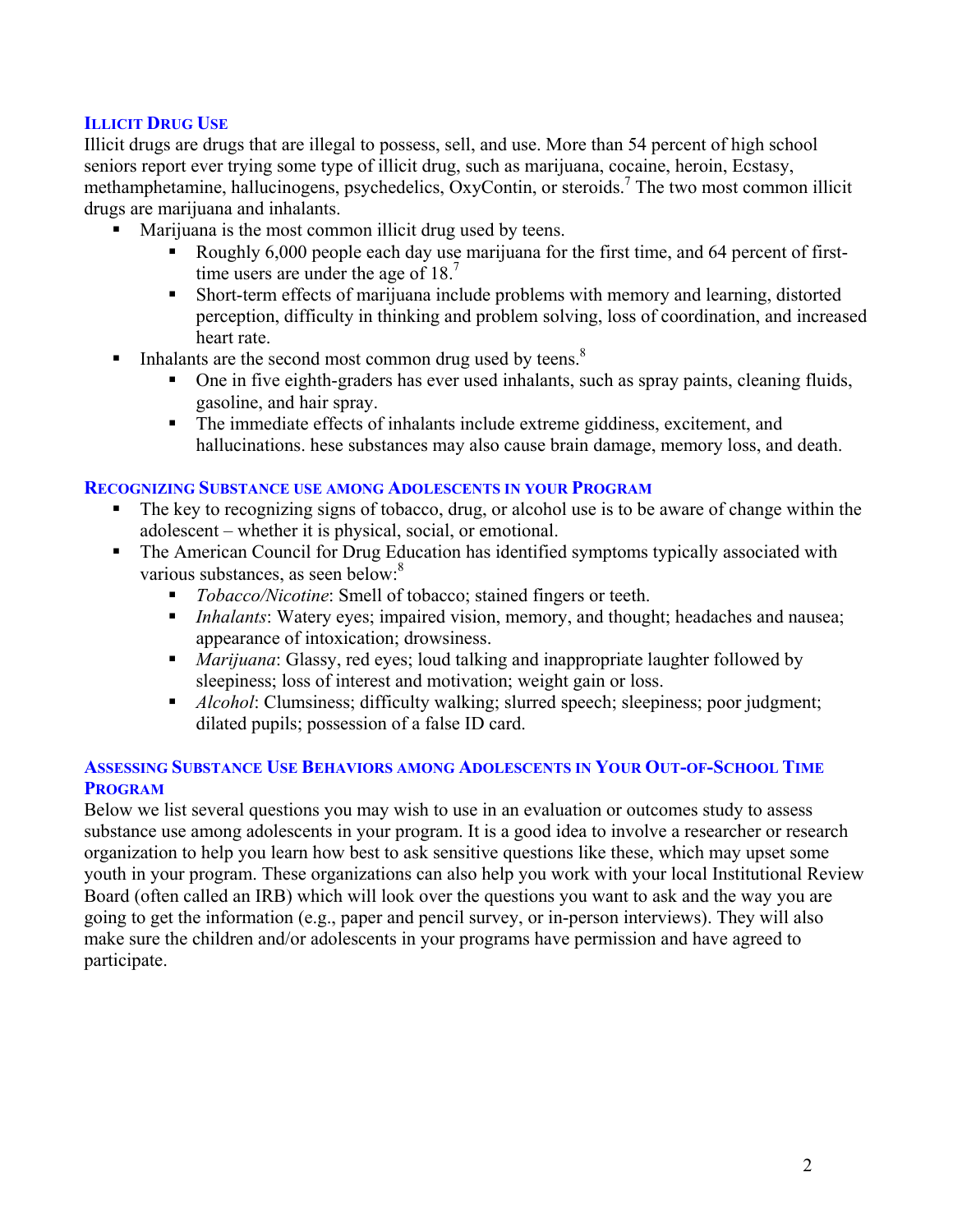### Illicit Drug Use

Illicit drugs are drugs that are illegal to possess, sell, and use. More than 54 percent of high school seniors report ever trying some type of illicit drug, such as marijuana, cocaine, heroin, Ecstasy, methamphetamine, hallucinogens, psychedelics, OxyContin, or steroids.[7] The two most common illicit drugs are marijuana and inhalants.

- Marijuana is the most common illicit drug used by teens.
  - Roughly 6,000 people each day use marijuana for the first time, and 64 percent of first-time users are under the age of 18.[7]
  - Short-term effects of marijuana include problems with memory and learning, distorted perception, difficulty in thinking and problem solving, loss of coordination, and increased heart rate.
- Inhalants are the second most common drug used by teens.[8]
  - One in five eighth-graders has ever used inhalants, such as spray paints, cleaning fluids, gasoline, and hair spray.
  - The immediate effects of inhalants include extreme giddiness, excitement, and hallucinations. hese substances may also cause brain damage, memory loss, and death.

### Recognizing Substance use among Adolescents in your Program

- The key to recognizing signs of tobacco, drug, or alcohol use is to be aware of change within the adolescent – whether it is physical, social, or emotional.
- The American Council for Drug Education has identified symptoms typically associated with various substances, as seen below:[8]
  - *Tobacco/Nicotine*: Smell of tobacco; stained fingers or teeth.
  - *Inhalants*: Watery eyes; impaired vision, memory, and thought; headaches and nausea; appearance of intoxication; drowsiness.
  - *Marijuana*: Glassy, red eyes; loud talking and inappropriate laughter followed by sleepiness; loss of interest and motivation; weight gain or loss.
  - *Alcohol*: Clumsiness; difficulty walking; slurred speech; sleepiness; poor judgment; dilated pupils; possession of a false ID card.

### Assessing Substance Use Behaviors among Adolescents in Your Out-of-School Time Program

Below we list several questions you may wish to use in an evaluation or outcomes study to assess substance use among adolescents in your program. It is a good idea to involve a researcher or research organization to help you learn how best to ask sensitive questions like these, which may upset some youth in your program. These organizations can also help you work with your local Institutional Review Board (often called an IRB) which will look over the questions you want to ask and the way you are going to get the information (e.g., paper and pencil survey, or in-person interviews). They will also make sure the children and/or adolescents in your programs have permission and have agreed to participate.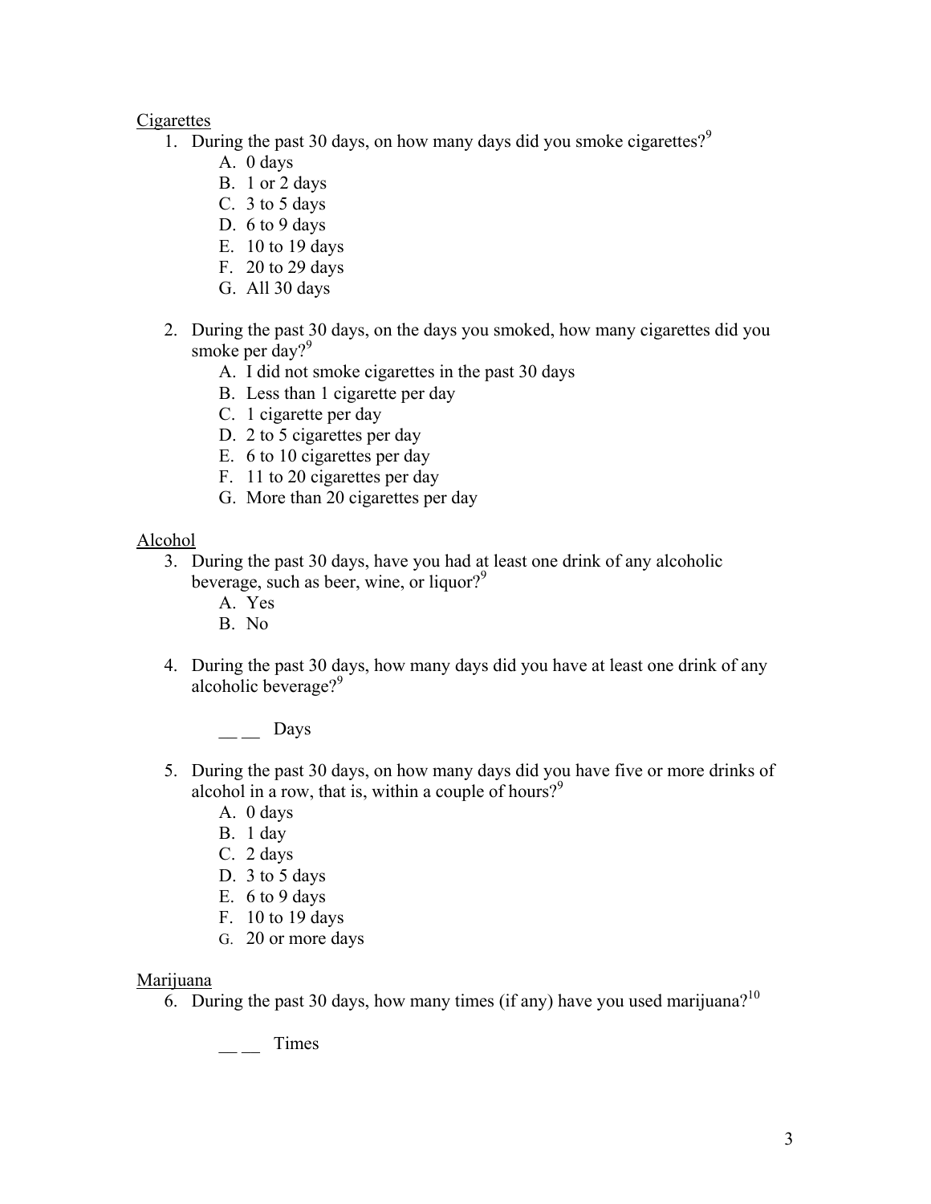<u>Cigarettes</u>

1. During the past 30 days, on how many days did you smoke cigarettes?[9]
    A. 0 days
    B. 1 or 2 days
    C. 3 to 5 days
    D. 6 to 9 days
    E. 10 to 19 days
    F. 20 to 29 days
    G. All 30 days

2. During the past 30 days, on the days you smoked, how many cigarettes did you smoke per day?[9]
    A. I did not smoke cigarettes in the past 30 days
    B. Less than 1 cigarette per day
    C. 1 cigarette per day
    D. 2 to 5 cigarettes per day
    E. 6 to 10 cigarettes per day
    F. 11 to 20 cigarettes per day
    G. More than 20 cigarettes per day

<u>Alcohol</u>

3. During the past 30 days, have you had at least one drink of any alcoholic beverage, such as beer, wine, or liquor?[9]
    A. Yes
    B. No

4. During the past 30 days, how many days did you have at least one drink of any alcoholic beverage?[9]

    __ __ Days

5. During the past 30 days, on how many days did you have five or more drinks of alcohol in a row, that is, within a couple of hours?[9]
    A. 0 days
    B. 1 day
    C. 2 days
    D. 3 to 5 days
    E. 6 to 9 days
    F. 10 to 19 days
    G. 20 or more days

<u>Marijuana</u>

6. During the past 30 days, how many times (if any) have you used marijuana?[10]

    __ __ Times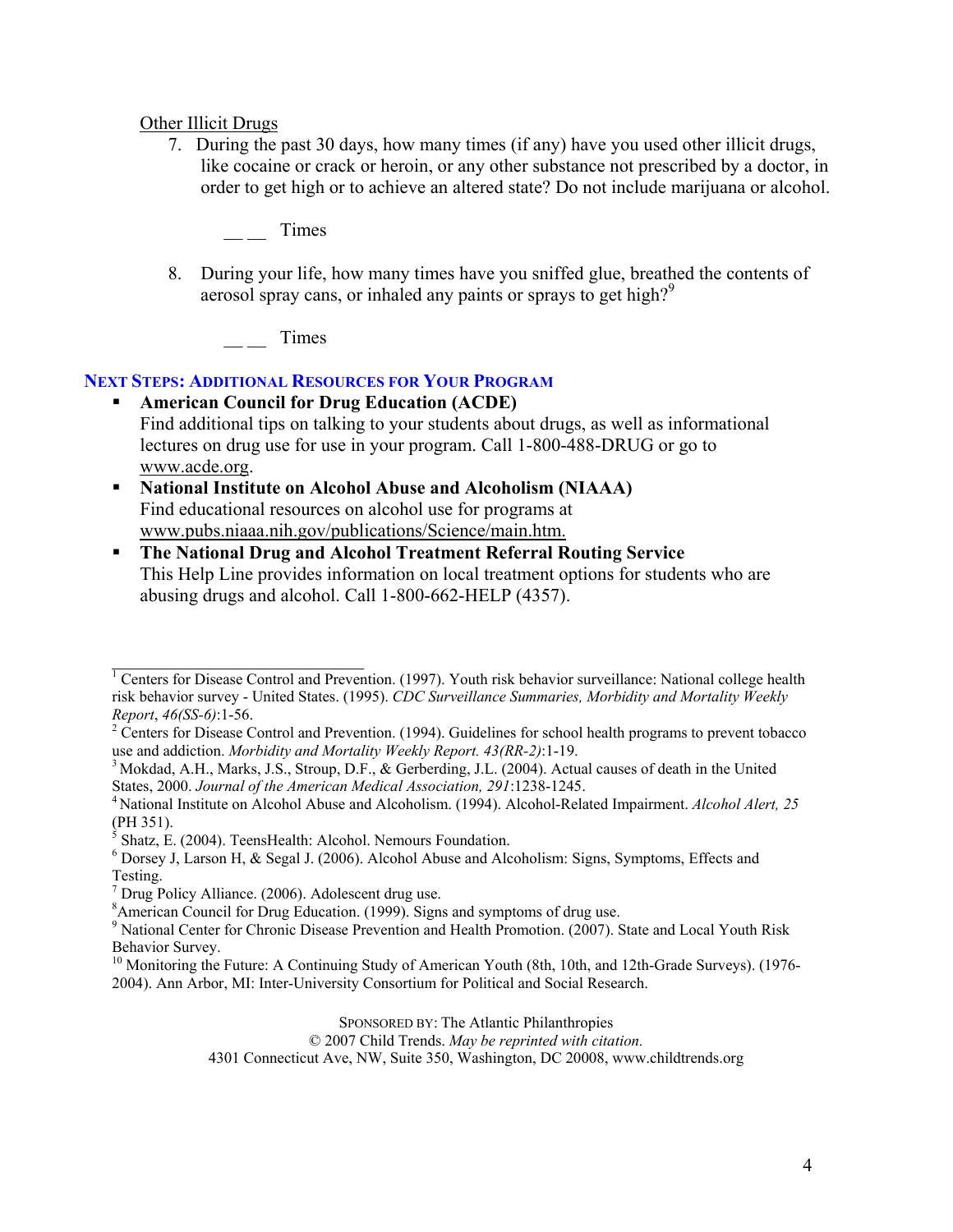Other Illicit Drugs

7. During the past 30 days, how many times (if any) have you used other illicit drugs, like cocaine or crack or heroin, or any other substance not prescribed by a doctor, in order to get high or to achieve an altered state? Do not include marijuana or alcohol.

   __ __ Times

8. During your life, how many times have you sniffed glue, breathed the contents of aerosol spray cans, or inhaled any paints or sprays to get high?[9]

   __ __ Times

### NEXT STEPS: ADDITIONAL RESOURCES FOR YOUR PROGRAM

- **American Council for Drug Education (ACDE)**
  Find additional tips on talking to your students about drugs, as well as informational lectures on drug use for use in your program. Call 1-800-488-DRUG or go to www.acde.org.
- **National Institute on Alcohol Abuse and Alcoholism (NIAAA)**
  Find educational resources on alcohol use for programs at www.pubs.niaaa.nih.gov/publications/Science/main.htm.
- **The National Drug and Alcohol Treatment Referral Routing Service**
  This Help Line provides information on local treatment options for students who are abusing drugs and alcohol. Call 1-800-662-HELP (4357).

---

[1] Centers for Disease Control and Prevention. (1997). Youth risk behavior surveillance: National college health risk behavior survey - United States. (1995). *CDC Surveillance Summaries, Morbidity and Mortality Weekly Report*, *46(SS-6)*:1-56.

[2] Centers for Disease Control and Prevention. (1994). Guidelines for school health programs to prevent tobacco use and addiction. *Morbidity and Mortality Weekly Report. 43(RR-2)*:1-19.

[3] Mokdad, A.H., Marks, J.S., Stroup, D.F., & Gerberding, J.L. (2004). Actual causes of death in the United States, 2000. *Journal of the American Medical Association, 291*:1238-1245.

[4] National Institute on Alcohol Abuse and Alcoholism. (1994). Alcohol-Related Impairment. *Alcohol Alert, 25* (PH 351).

[5] Shatz, E. (2004). TeensHealth: Alcohol. Nemours Foundation.

[6] Dorsey J, Larson H, & Segal J. (2006). Alcohol Abuse and Alcoholism: Signs, Symptoms, Effects and Testing.

[7] Drug Policy Alliance. (2006). Adolescent drug use.

[8] American Council for Drug Education. (1999). Signs and symptoms of drug use.

[9] National Center for Chronic Disease Prevention and Health Promotion. (2007). State and Local Youth Risk Behavior Survey.

[10] Monitoring the Future: A Continuing Study of American Youth (8th, 10th, and 12th-Grade Surveys). (1976-2004). Ann Arbor, MI: Inter-University Consortium for Political and Social Research.

SPONSORED BY: The Atlantic Philanthropies

© 2007 Child Trends. *May be reprinted with citation.*

4301 Connecticut Ave, NW, Suite 350, Washington, DC 20008, www.childtrends.org